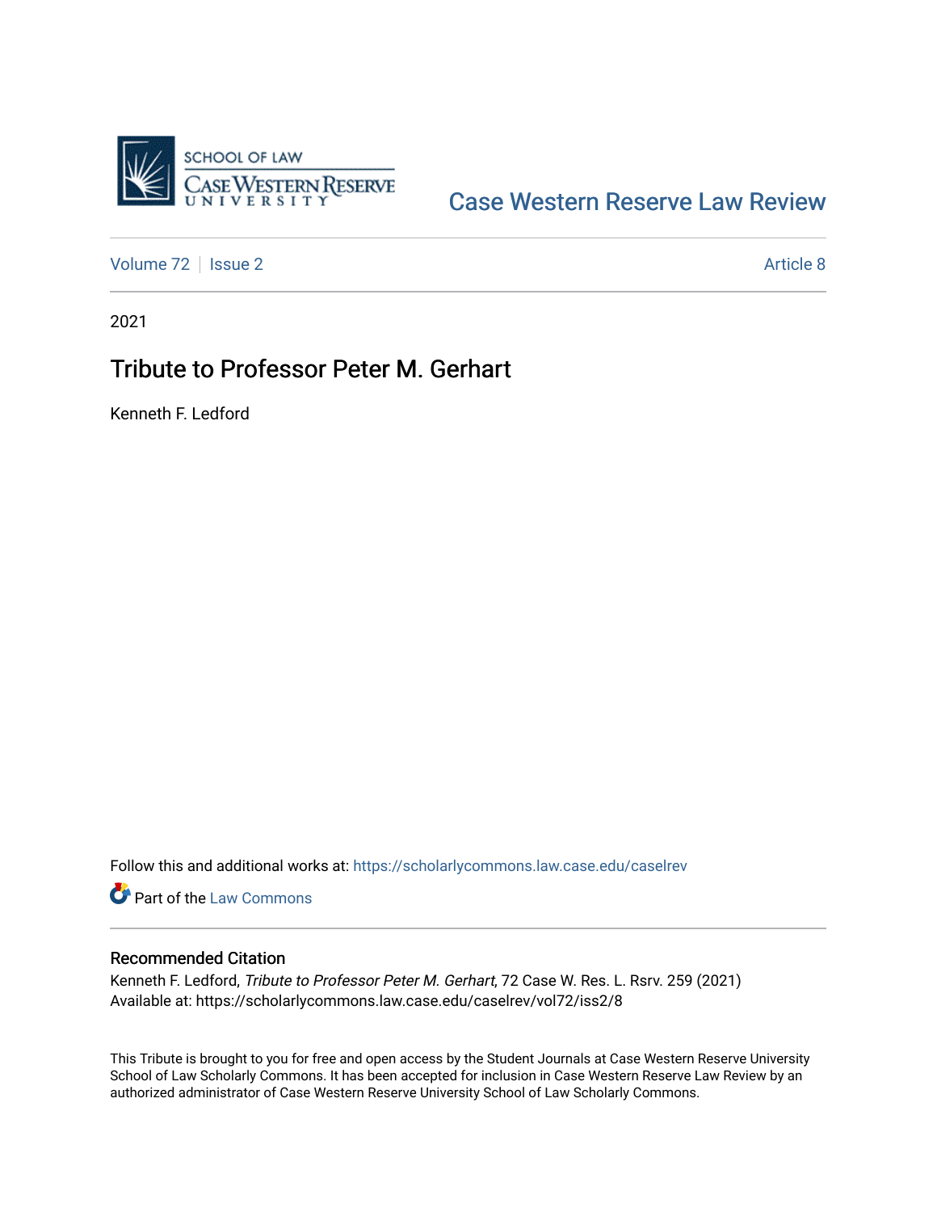SCHOOL OF LAW
CASE WESTERN RESERVE UNIVERSITY

Case Western Reserve Law Review

Volume 72 | Issue 2 | Article 8

2021

# Tribute to Professor Peter M. Gerhart

Kenneth F. Ledford

Follow this and additional works at: https://scholarlycommons.law.case.edu/caselrev

Part of the Law Commons

## Recommended Citation

Kenneth F. Ledford, *Tribute to Professor Peter M. Gerhart*, 72 Case W. Res. L. Rsrv. 259 (2021)
Available at: https://scholarlycommons.law.case.edu/caselrev/vol72/iss2/8

This Tribute is brought to you for free and open access by the Student Journals at Case Western Reserve University School of Law Scholarly Commons. It has been accepted for inclusion in Case Western Reserve Law Review by an authorized administrator of Case Western Reserve University School of Law Scholarly Commons.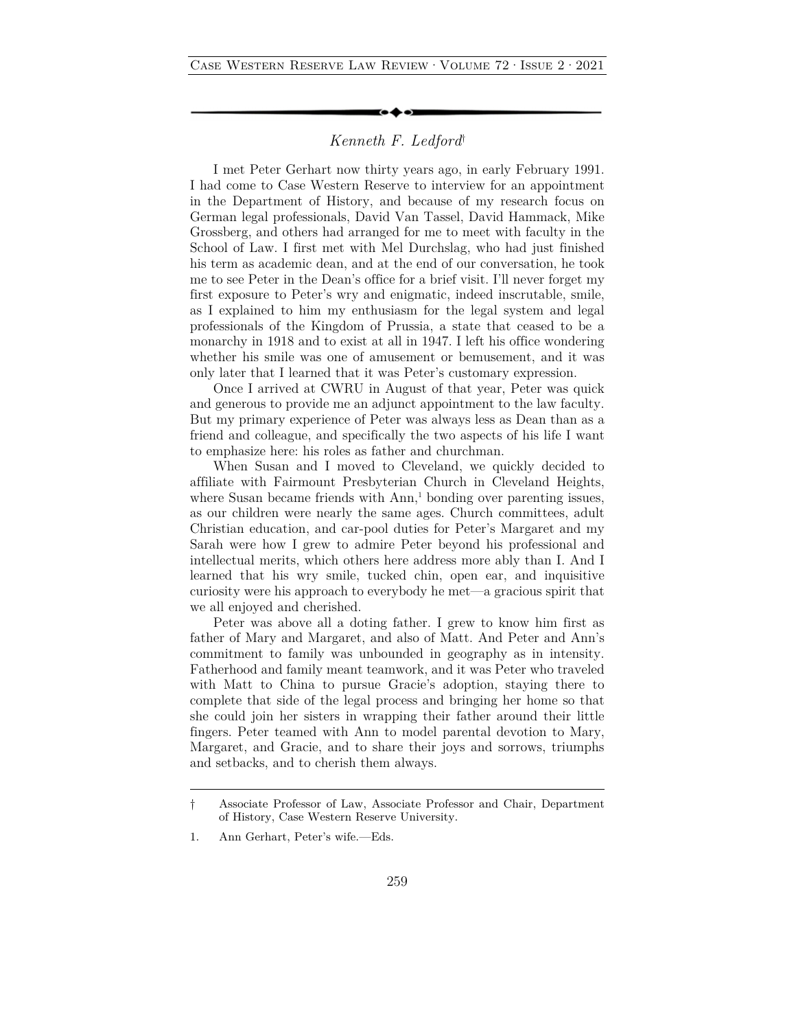## *Kenneth F. Ledford*[†]

I met Peter Gerhart now thirty years ago, in early February 1991. I had come to Case Western Reserve to interview for an appointment in the Department of History, and because of my research focus on German legal professionals, David Van Tassel, David Hammack, Mike Grossberg, and others had arranged for me to meet with faculty in the School of Law. I first met with Mel Durchslag, who had just finished his term as academic dean, and at the end of our conversation, he took me to see Peter in the Dean's office for a brief visit. I'll never forget my first exposure to Peter's wry and enigmatic, indeed inscrutable, smile, as I explained to him my enthusiasm for the legal system and legal professionals of the Kingdom of Prussia, a state that ceased to be a monarchy in 1918 and to exist at all in 1947. I left his office wondering whether his smile was one of amusement or bemusement, and it was only later that I learned that it was Peter's customary expression.

Once I arrived at CWRU in August of that year, Peter was quick and generous to provide me an adjunct appointment to the law faculty. But my primary experience of Peter was always less as Dean than as a friend and colleague, and specifically the two aspects of his life I want to emphasize here: his roles as father and churchman.

When Susan and I moved to Cleveland, we quickly decided to affiliate with Fairmount Presbyterian Church in Cleveland Heights, where Susan became friends with Ann,[1] bonding over parenting issues, as our children were nearly the same ages. Church committees, adult Christian education, and car-pool duties for Peter's Margaret and my Sarah were how I grew to admire Peter beyond his professional and intellectual merits, which others here address more ably than I. And I learned that his wry smile, tucked chin, open ear, and inquisitive curiosity were his approach to everybody he met—a gracious spirit that we all enjoyed and cherished.

Peter was above all a doting father. I grew to know him first as father of Mary and Margaret, and also of Matt. And Peter and Ann's commitment to family was unbounded in geography as in intensity. Fatherhood and family meant teamwork, and it was Peter who traveled with Matt to China to pursue Gracie's adoption, staying there to complete that side of the legal process and bringing her home so that she could join her sisters in wrapping their father around their little fingers. Peter teamed with Ann to model parental devotion to Mary, Margaret, and Gracie, and to share their joys and sorrows, triumphs and setbacks, and to cherish them always.

---

† Associate Professor of Law, Associate Professor and Chair, Department of History, Case Western Reserve University.

1. Ann Gerhart, Peter's wife.—Eds.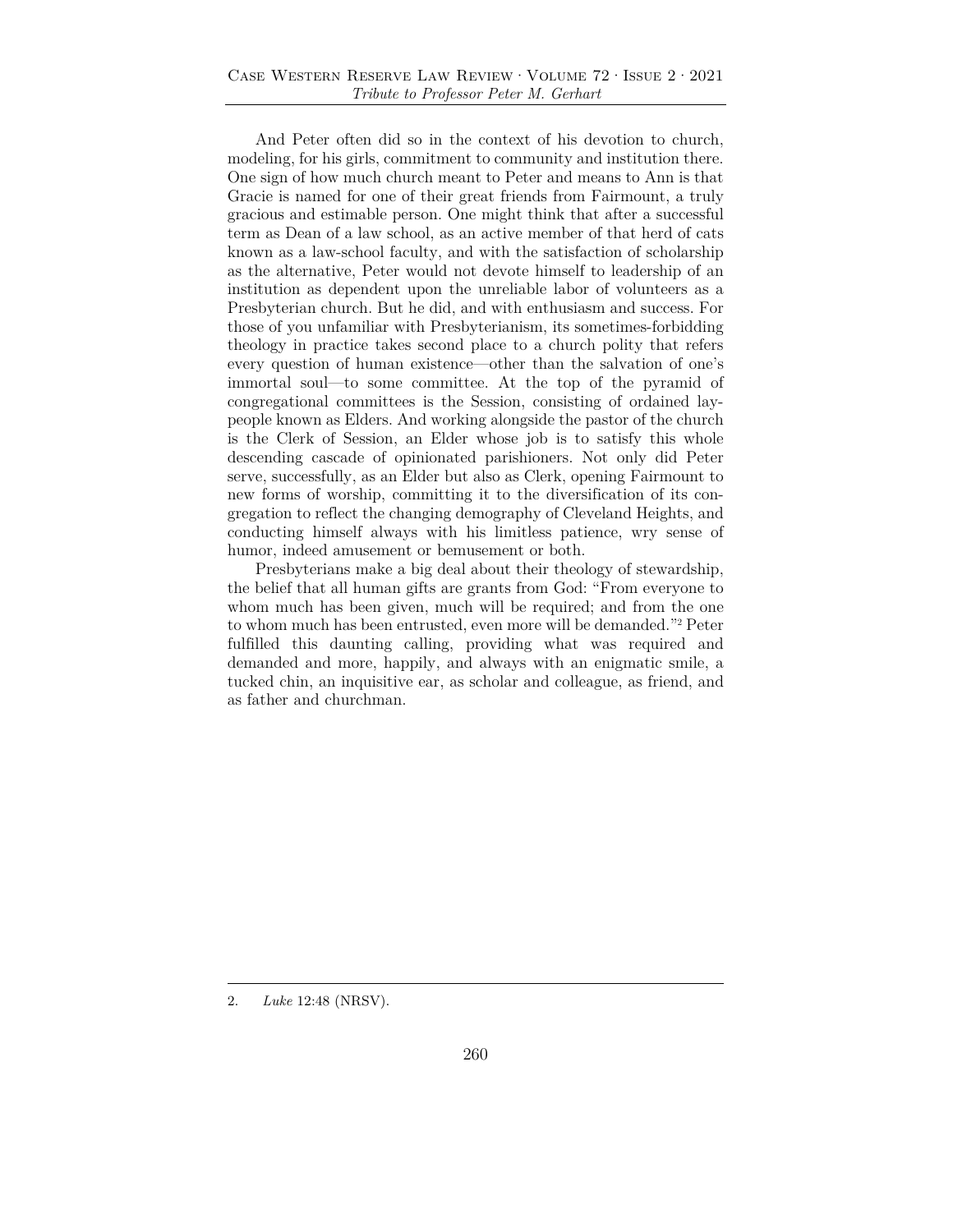And Peter often did so in the context of his devotion to church, modeling, for his girls, commitment to community and institution there. One sign of how much church meant to Peter and means to Ann is that Gracie is named for one of their great friends from Fairmount, a truly gracious and estimable person. One might think that after a successful term as Dean of a law school, as an active member of that herd of cats known as a law-school faculty, and with the satisfaction of scholarship as the alternative, Peter would not devote himself to leadership of an institution as dependent upon the unreliable labor of volunteers as a Presbyterian church. But he did, and with enthusiasm and success. For those of you unfamiliar with Presbyterianism, its sometimes-forbidding theology in practice takes second place to a church polity that refers every question of human existence—other than the salvation of one's immortal soul—to some committee. At the top of the pyramid of congregational committees is the Session, consisting of ordained lay-people known as Elders. And working alongside the pastor of the church is the Clerk of Session, an Elder whose job is to satisfy this whole descending cascade of opinionated parishioners. Not only did Peter serve, successfully, as an Elder but also as Clerk, opening Fairmount to new forms of worship, committing it to the diversification of its congregation to reflect the changing demography of Cleveland Heights, and conducting himself always with his limitless patience, wry sense of humor, indeed amusement or bemusement or both.

Presbyterians make a big deal about their theology of stewardship, the belief that all human gifts are grants from God: "From everyone to whom much has been given, much will be required; and from the one to whom much has been entrusted, even more will be demanded."[2] Peter fulfilled this daunting calling, providing what was required and demanded and more, happily, and always with an enigmatic smile, a tucked chin, an inquisitive ear, as scholar and colleague, as friend, and as father and churchman.

---

2. *Luke* 12:48 (NRSV).